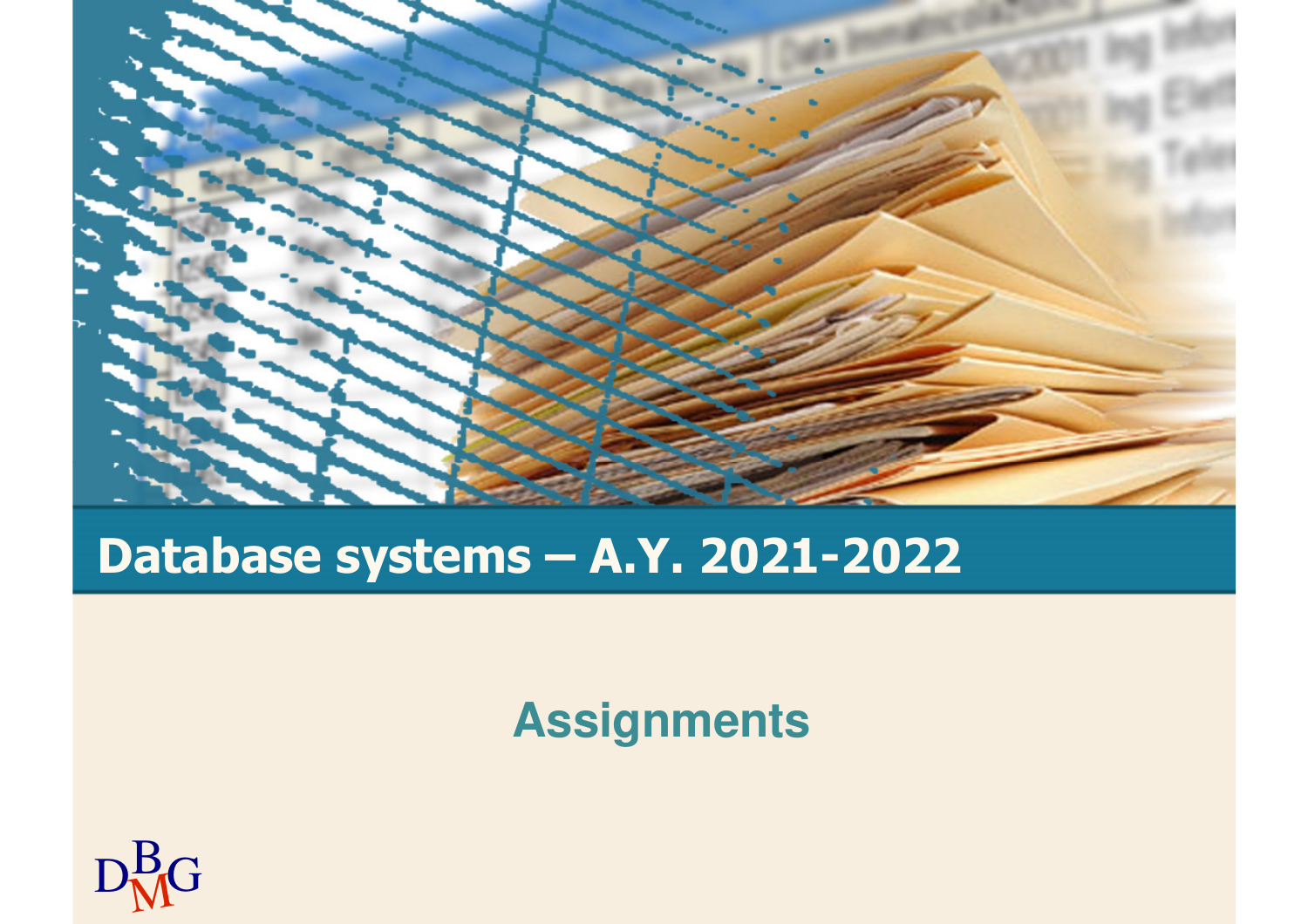# Database systems – A.Y. 2021-2022

## Assignments

DBMG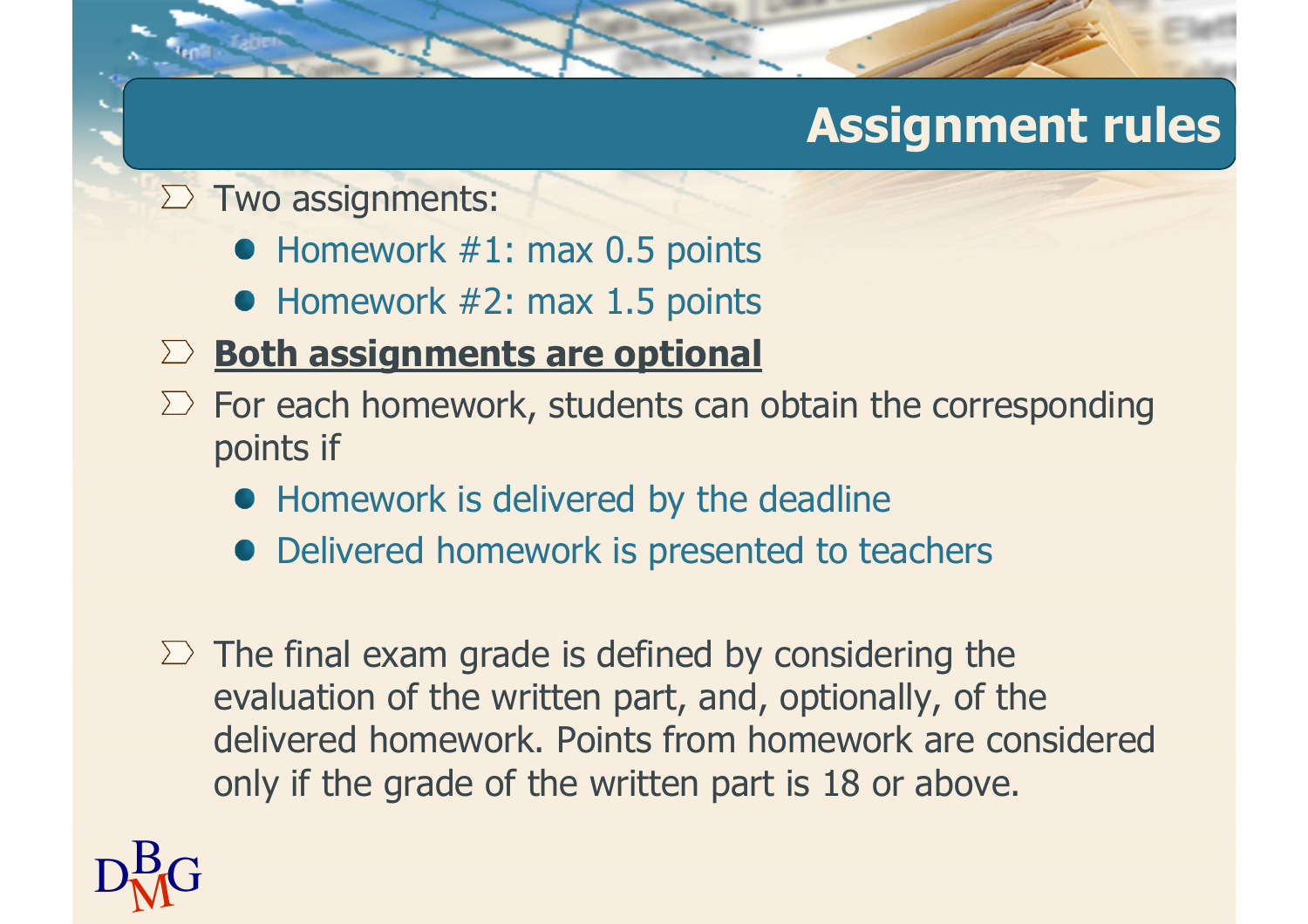# Assignment rules

- Two assignments:
  - Homework #1: max 0.5 points
  - Homework #2: max 1.5 points
- **Both assignments are optional**
- For each homework, students can obtain the corresponding points if
  - Homework is delivered by the deadline
  - Delivered homework is presented to teachers

- The final exam grade is defined by considering the evaluation of the written part, and, optionally, of the delivered homework. Points from homework are considered only if the grade of the written part is 18 or above.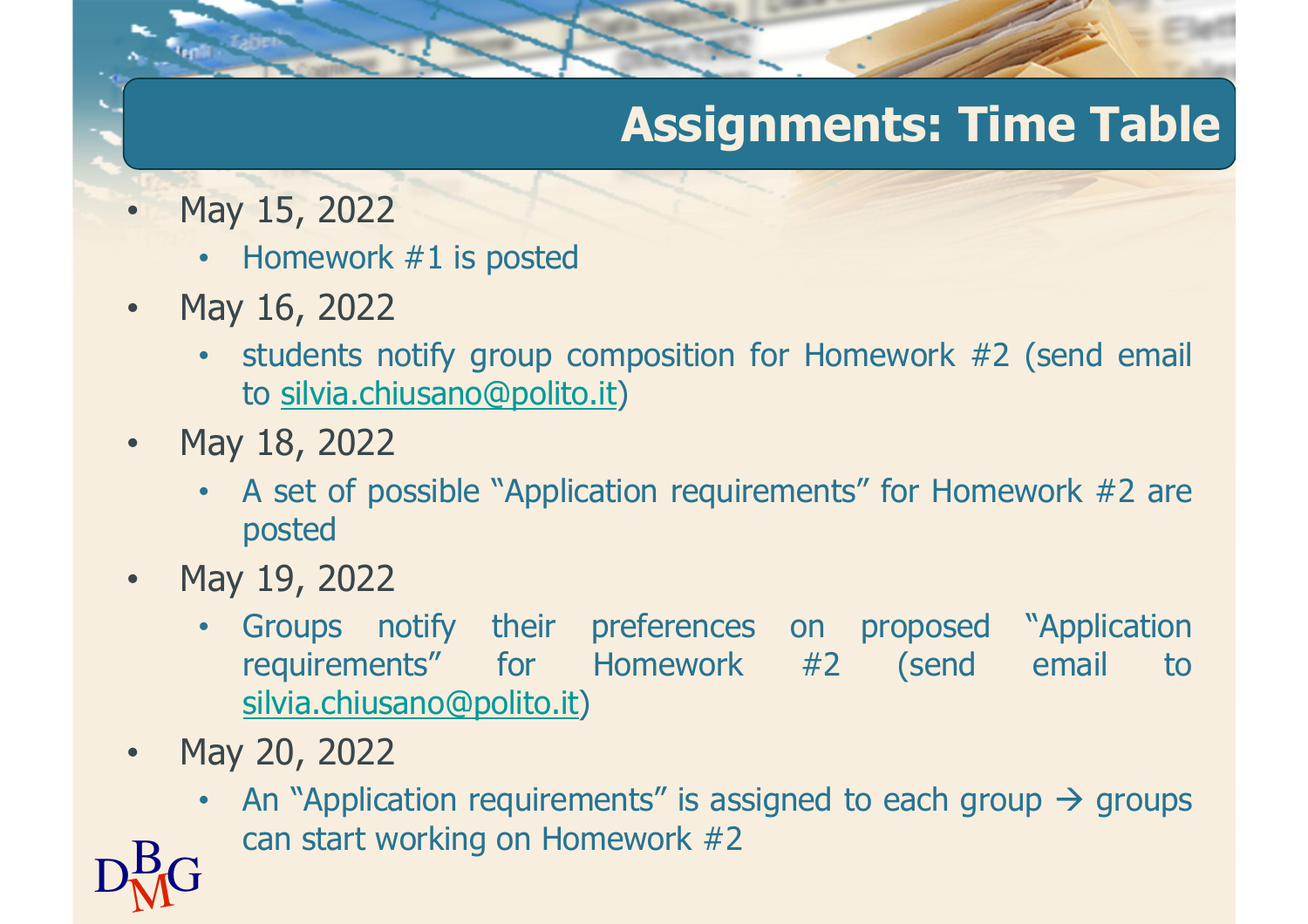# Assignments: Time Table

- May 15, 2022
  - Homework #1 is posted
- May 16, 2022
  - students notify group composition for Homework #2 (send email to silvia.chiusano@polito.it)
- May 18, 2022
  - A set of possible "Application requirements" for Homework #2 are posted
- May 19, 2022
  - Groups notify their preferences on proposed "Application requirements" for Homework #2 (send email to silvia.chiusano@polito.it)
- May 20, 2022
  - An "Application requirements" is assigned to each group → groups can start working on Homework #2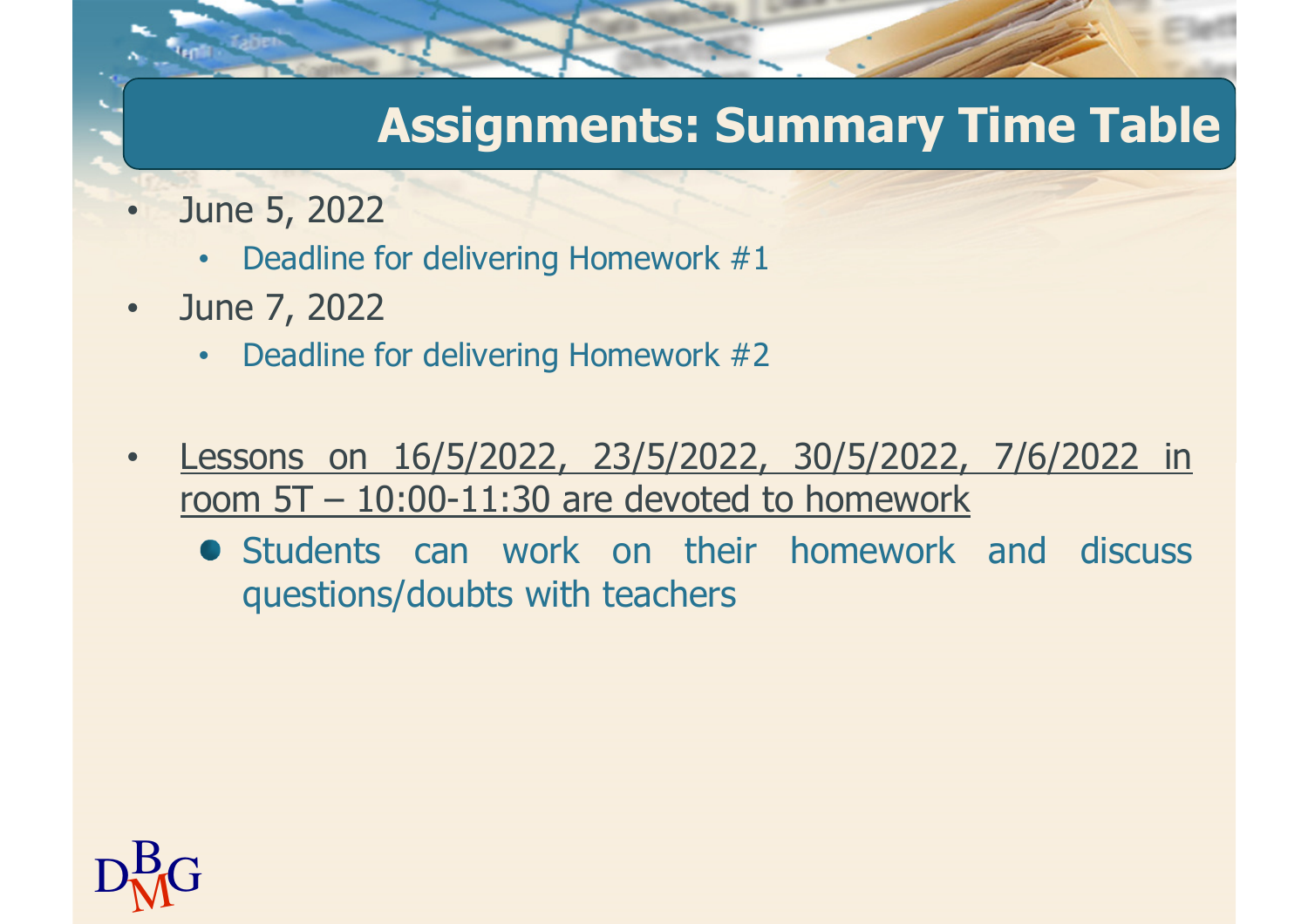# Assignments: Summary Time Table

- June 5, 2022
  - Deadline for delivering Homework #1
- June 7, 2022
  - Deadline for delivering Homework #2

- Lessons on 16/5/2022, 23/5/2022, 30/5/2022, 7/6/2022 in room 5T – 10:00-11:30 are devoted to homework
  - Students can work on their homework and discuss questions/doubts with teachers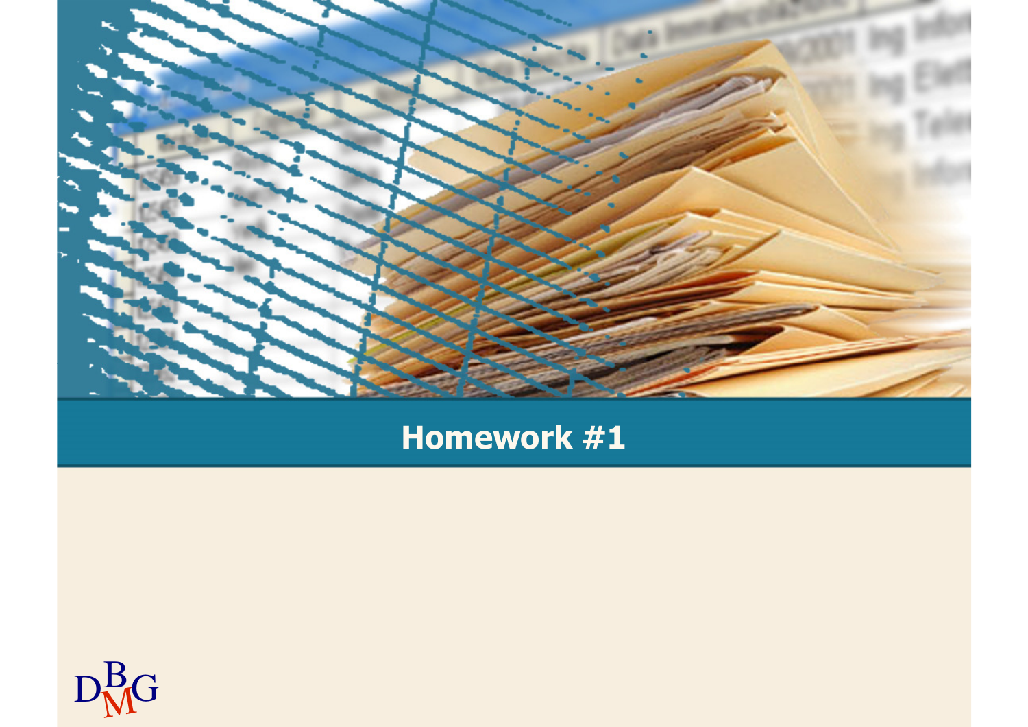# Homework #1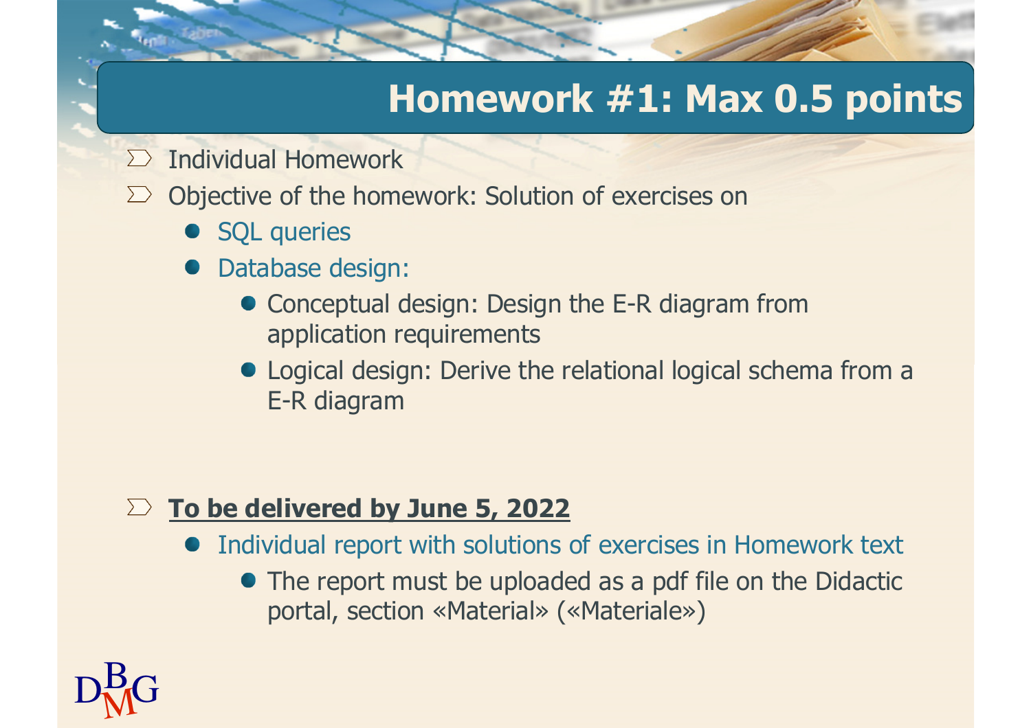# Homework #1: Max 0.5 points

- Individual Homework
- Objective of the homework: Solution of exercises on
  - SQL queries
  - Database design:
    - Conceptual design: Design the E-R diagram from application requirements
    - Logical design: Derive the relational logical schema from a E-R diagram

- **To be delivered by June 5, 2022**
  - Individual report with solutions of exercises in Homework text
    - The report must be uploaded as a pdf file on the Didactic portal, section «Material» («Materiale»)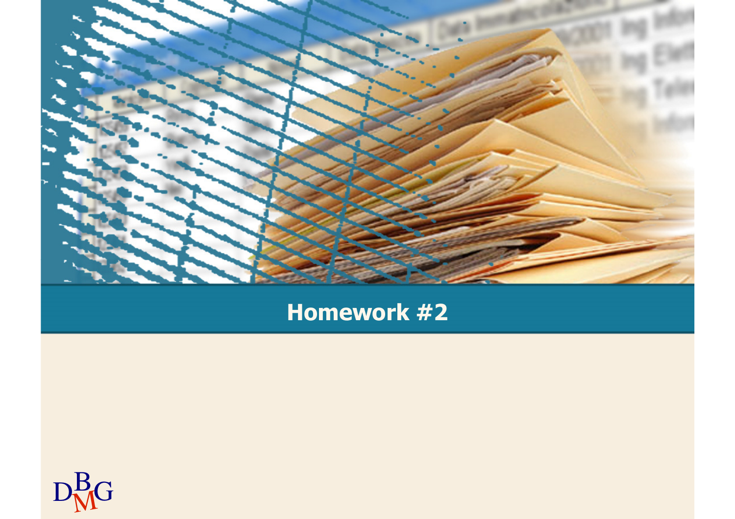# Homework #2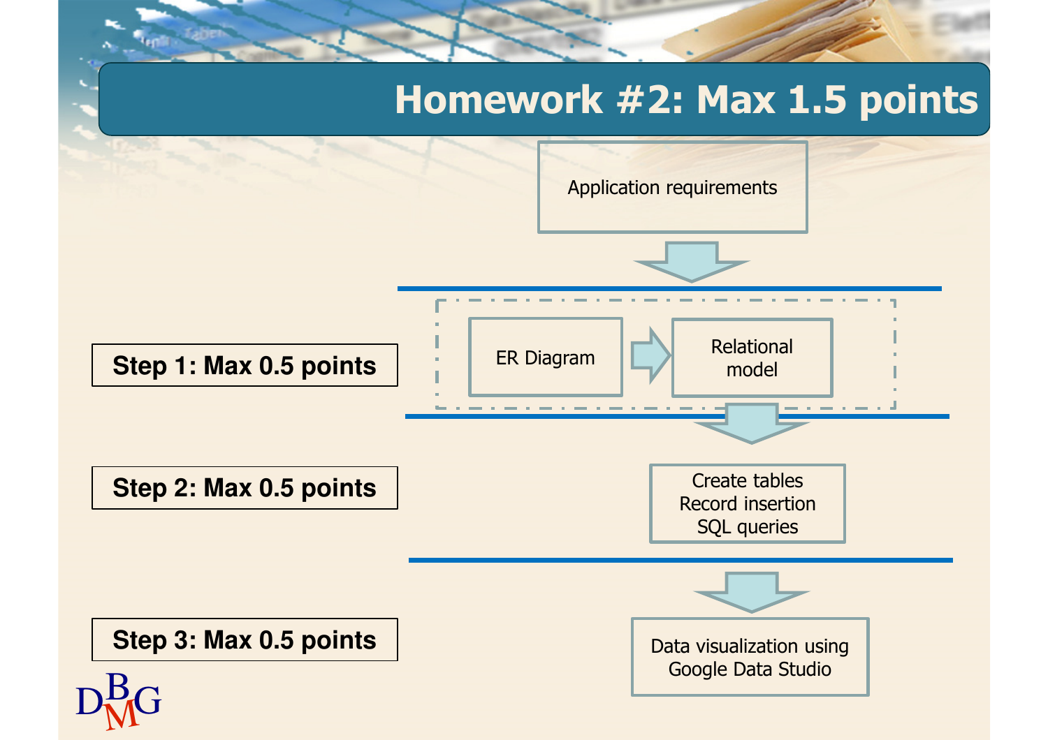# Homework #2: Max 1.5 points

Application requirements

**Step 1: Max 0.5 points**

ER Diagram → Relational model

**Step 2: Max 0.5 points**

Create tables
Record insertion
SQL queries

**Step 3: Max 0.5 points**

Data visualization using Google Data Studio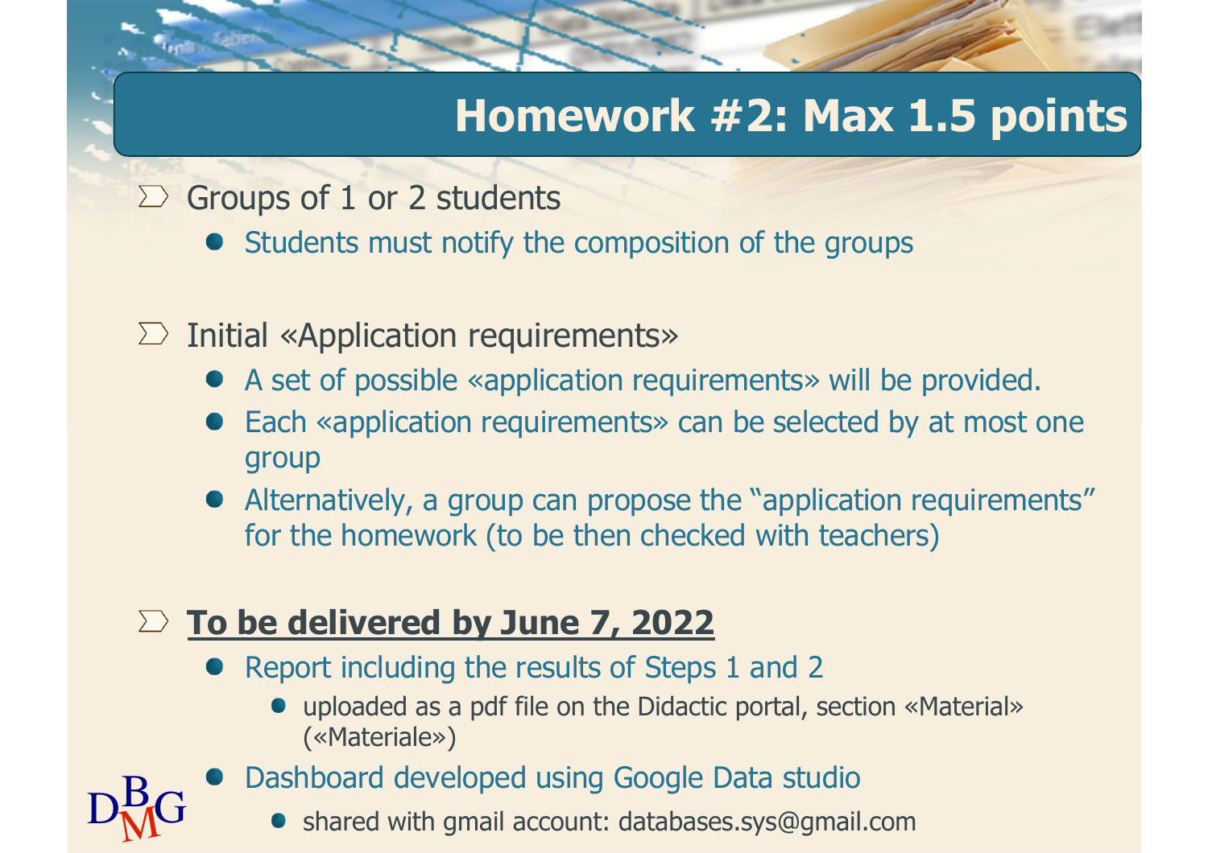# Homework #2: Max 1.5 points

- Groups of 1 or 2 students
  - Students must notify the composition of the groups

- Initial «Application requirements»
  - A set of possible «application requirements» will be provided.
  - Each «application requirements» can be selected by at most one group
  - Alternatively, a group can propose the "application requirements" for the homework (to be then checked with teachers)

- **To be delivered by June 7, 2022**
  - Report including the results of Steps 1 and 2
    - uploaded as a pdf file on the Didactic portal, section «Material» («Materiale»)
  - Dashboard developed using Google Data studio
    - shared with gmail account: databases.sys@gmail.com